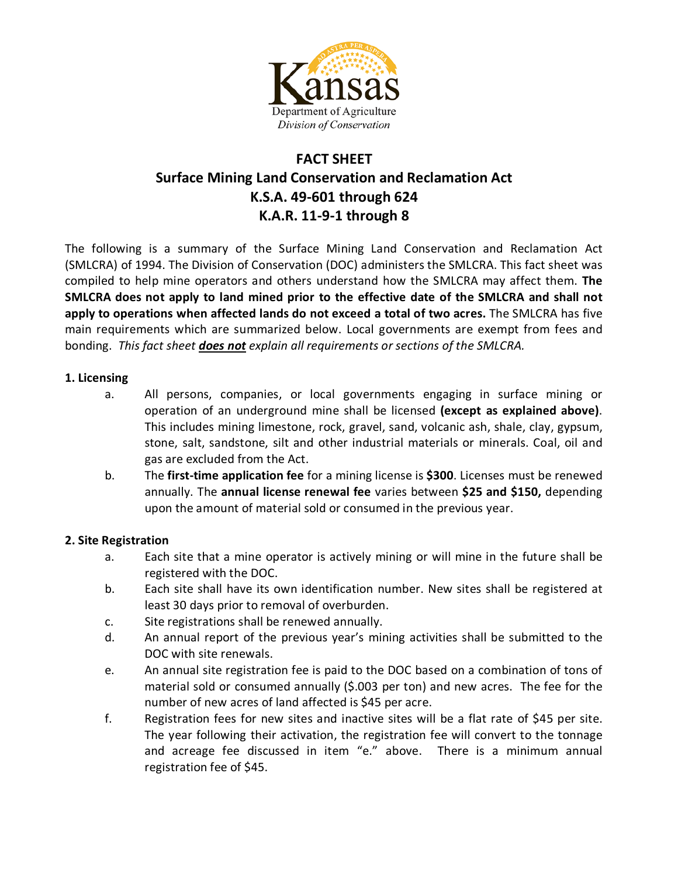Kansas Department of Agriculture
*Division of Conservation*

# FACT SHEET
# Surface Mining Land Conservation and Reclamation Act
# K.S.A. 49-601 through 624
# K.A.R. 11-9-1 through 8

The following is a summary of the Surface Mining Land Conservation and Reclamation Act (SMLCRA) of 1994. The Division of Conservation (DOC) administers the SMLCRA. This fact sheet was compiled to help mine operators and others understand how the SMLCRA may affect them. **The SMLCRA does not apply to land mined prior to the effective date of the SMLCRA and shall not apply to operations when affected lands do not exceed a total of two acres.** The SMLCRA has five main requirements which are summarized below. Local governments are exempt from fees and bonding. *This fact sheet **does not** explain all requirements or sections of the SMLCRA.*

**1. Licensing**

a. All persons, companies, or local governments engaging in surface mining or operation of an underground mine shall be licensed **(except as explained above)**. This includes mining limestone, rock, gravel, sand, volcanic ash, shale, clay, gypsum, stone, salt, sandstone, silt and other industrial materials or minerals. Coal, oil and gas are excluded from the Act.

b. The **first-time application fee** for a mining license is **$300**. Licenses must be renewed annually. The **annual license renewal fee** varies between **$25 and $150,** depending upon the amount of material sold or consumed in the previous year.

**2. Site Registration**

a. Each site that a mine operator is actively mining or will mine in the future shall be registered with the DOC.

b. Each site shall have its own identification number. New sites shall be registered at least 30 days prior to removal of overburden.

c. Site registrations shall be renewed annually.

d. An annual report of the previous year's mining activities shall be submitted to the DOC with site renewals.

e. An annual site registration fee is paid to the DOC based on a combination of tons of material sold or consumed annually ($.003 per ton) and new acres. The fee for the number of new acres of land affected is $45 per acre.

f. Registration fees for new sites and inactive sites will be a flat rate of $45 per site. The year following their activation, the registration fee will convert to the tonnage and acreage fee discussed in item "e." above. There is a minimum annual registration fee of $45.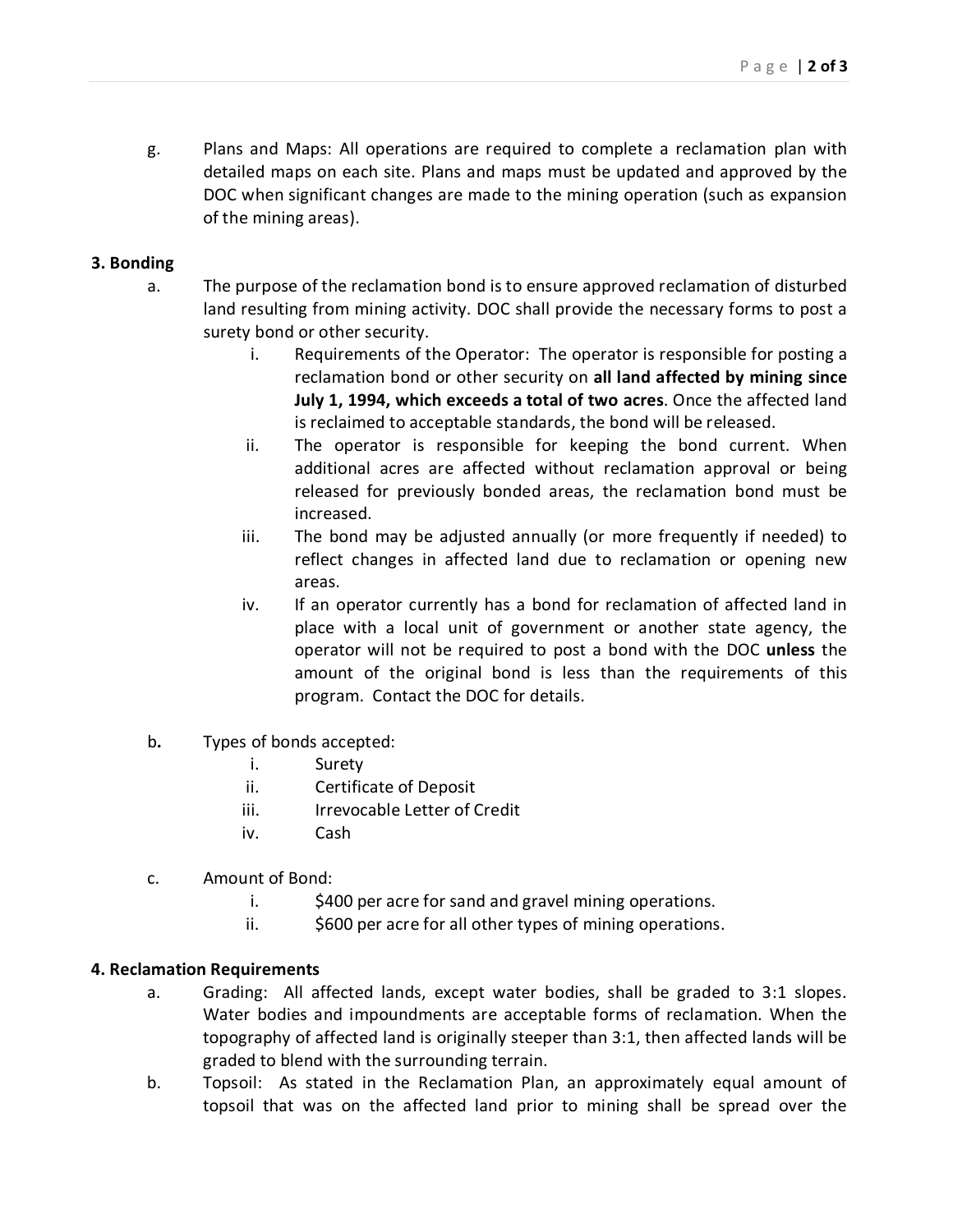g. Plans and Maps: All operations are required to complete a reclamation plan with detailed maps on each site. Plans and maps must be updated and approved by the DOC when significant changes are made to the mining operation (such as expansion of the mining areas).

**3. Bonding**

a. The purpose of the reclamation bond is to ensure approved reclamation of disturbed land resulting from mining activity. DOC shall provide the necessary forms to post a surety bond or other security.

   i. Requirements of the Operator: The operator is responsible for posting a reclamation bond or other security on **all land affected by mining since July 1, 1994, which exceeds a total of two acres**. Once the affected land is reclaimed to acceptable standards, the bond will be released.

   ii. The operator is responsible for keeping the bond current. When additional acres are affected without reclamation approval or being released for previously bonded areas, the reclamation bond must be increased.

   iii. The bond may be adjusted annually (or more frequently if needed) to reflect changes in affected land due to reclamation or opening new areas.

   iv. If an operator currently has a bond for reclamation of affected land in place with a local unit of government or another state agency, the operator will not be required to post a bond with the DOC **unless** the amount of the original bond is less than the requirements of this program. Contact the DOC for details.

**b.** Types of bonds accepted:

   i. Surety
   ii. Certificate of Deposit
   iii. Irrevocable Letter of Credit
   iv. Cash

c. Amount of Bond:

   i. $400 per acre for sand and gravel mining operations.
   ii. $600 per acre for all other types of mining operations.

**4. Reclamation Requirements**

a. Grading: All affected lands, except water bodies, shall be graded to 3:1 slopes. Water bodies and impoundments are acceptable forms of reclamation. When the topography of affected land is originally steeper than 3:1, then affected lands will be graded to blend with the surrounding terrain.

b. Topsoil: As stated in the Reclamation Plan, an approximately equal amount of topsoil that was on the affected land prior to mining shall be spread over the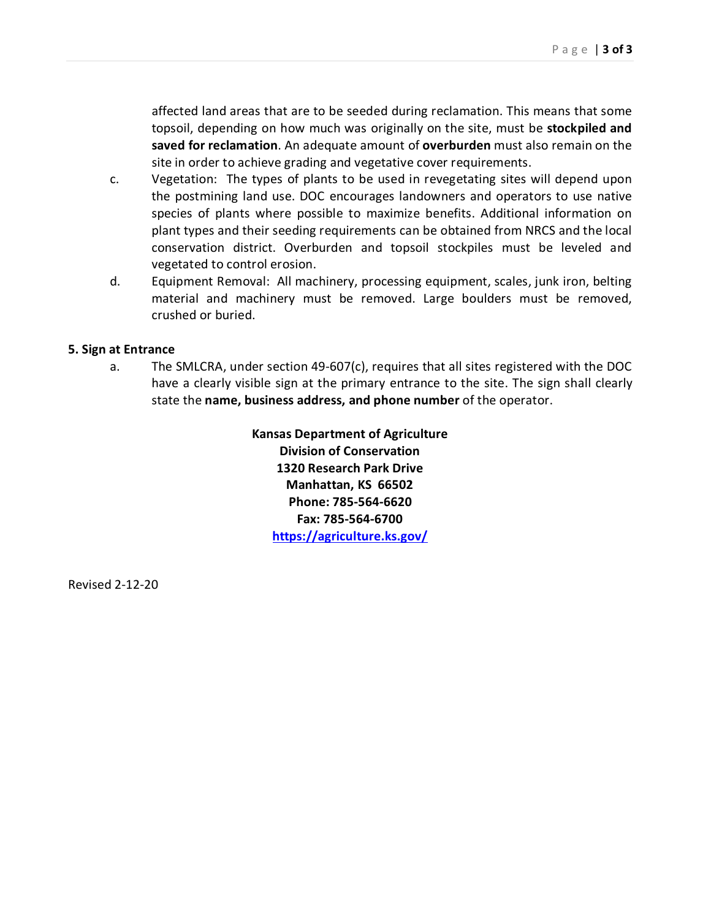affected land areas that are to be seeded during reclamation. This means that some topsoil, depending on how much was originally on the site, must be **stockpiled and saved for reclamation**. An adequate amount of **overburden** must also remain on the site in order to achieve grading and vegetative cover requirements.

c. Vegetation: The types of plants to be used in revegetating sites will depend upon the postmining land use. DOC encourages landowners and operators to use native species of plants where possible to maximize benefits. Additional information on plant types and their seeding requirements can be obtained from NRCS and the local conservation district. Overburden and topsoil stockpiles must be leveled and vegetated to control erosion.

d. Equipment Removal: All machinery, processing equipment, scales, junk iron, belting material and machinery must be removed. Large boulders must be removed, crushed or buried.

**5. Sign at Entrance**

a. The SMLCRA, under section 49-607(c), requires that all sites registered with the DOC have a clearly visible sign at the primary entrance to the site. The sign shall clearly state the **name, business address, and phone number** of the operator.

**Kansas Department of Agriculture**
**Division of Conservation**
**1320 Research Park Drive**
**Manhattan, KS 66502**
**Phone: 785-564-6620**
**Fax: 785-564-6700**
**https://agriculture.ks.gov/**

Revised 2-12-20